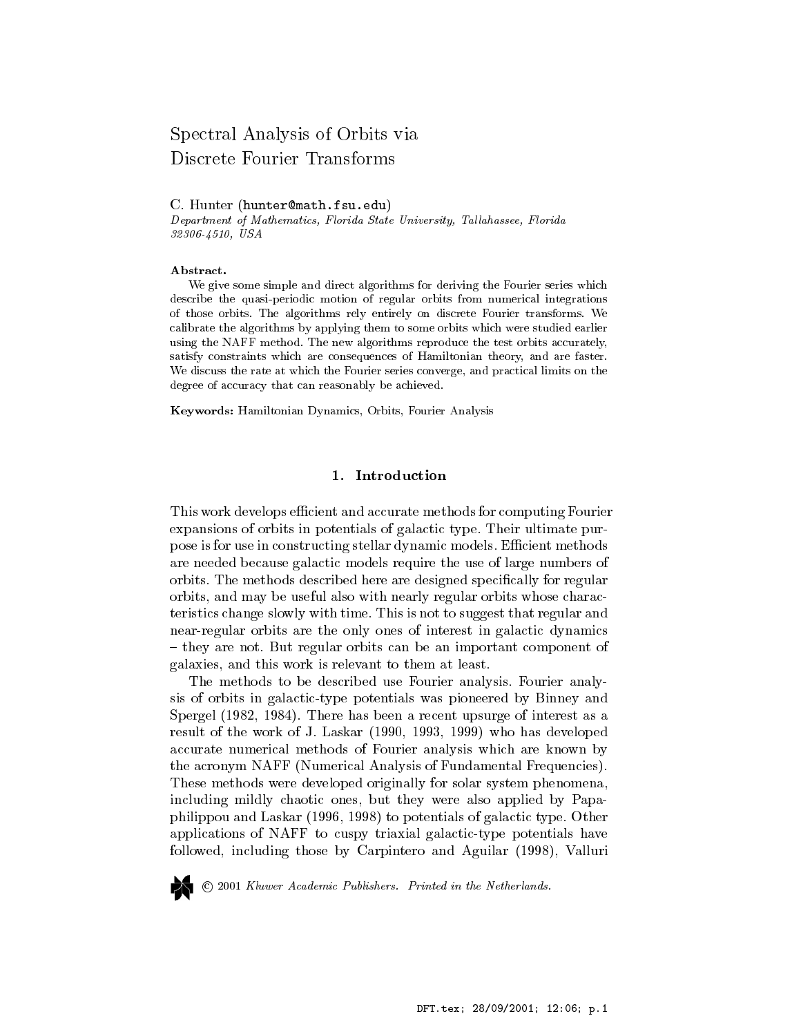# Spectral Analysis of Orbits via Discrete Fourier Transforms

C. Hunter (hunter@math.fsu.edu)
*Department of Mathematics, Florida State University, Tallahassee, Florida 32306-4510, USA*

**Abstract.**

We give some simple and direct algorithms for deriving the Fourier series which describe the quasi-periodic motion of regular orbits from numerical integrations of those orbits. The algorithms rely entirely on discrete Fourier transforms. We calibrate the algorithms by applying them to some orbits which were studied earlier using the NAFF method. The new algorithms reproduce the test orbits accurately, satisfy constraints which are consequences of Hamiltonian theory, and are faster. We discuss the rate at which the Fourier series converge, and practical limits on the degree of accuracy that can reasonably be achieved.

**Keywords:** Hamiltonian Dynamics, Orbits, Fourier Analysis

## 1. Introduction

This work develops efficient and accurate methods for computing Fourier expansions of orbits in potentials of galactic type. Their ultimate purpose is for use in constructing stellar dynamic models. Efficient methods are needed because galactic models require the use of large numbers of orbits. The methods described here are designed specifically for regular orbits, and may be useful also with nearly regular orbits whose characteristics change slowly with time. This is not to suggest that regular and near-regular orbits are the only ones of interest in galactic dynamics – they are not. But regular orbits can be an important component of galaxies, and this work is relevant to them at least.

The methods to be described use Fourier analysis. Fourier analysis of orbits in galactic-type potentials was pioneered by Binney and Spergel (1982, 1984). There has been a recent upsurge of interest as a result of the work of J. Laskar (1990, 1993, 1999) who has developed accurate numerical methods of Fourier analysis which are known by the acronym NAFF (Numerical Analysis of Fundamental Frequencies). These methods were developed originally for solar system phenomena, including mildly chaotic ones, but they were also applied by Papaphilippou and Laskar (1996, 1998) to potentials of galactic type. Other applications of NAFF to cuspy triaxial galactic-type potentials have followed, including those by Carpintero and Aguilar (1998), Valluri

© 2001 *Kluwer Academic Publishers. Printed in the Netherlands.*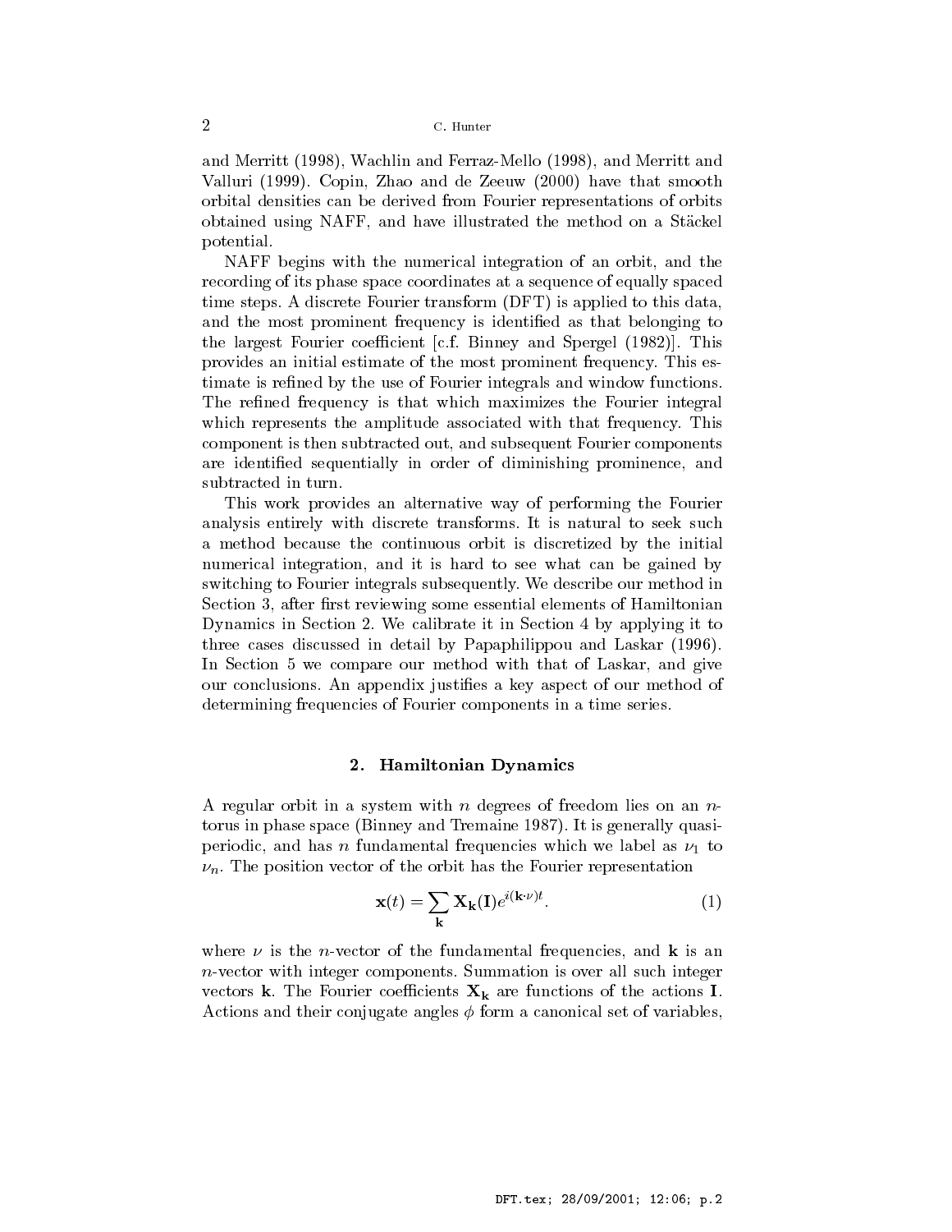and Merritt (1998), Wachlin and Ferraz-Mello (1998), and Merritt and Valluri (1999). Copin, Zhao and de Zeeuw (2000) have that smooth orbital densities can be derived from Fourier representations of orbits obtained using NAFF, and have illustrated the method on a Stäckel potential.

NAFF begins with the numerical integration of an orbit, and the recording of its phase space coordinates at a sequence of equally spaced time steps. A discrete Fourier transform (DFT) is applied to this data, and the most prominent frequency is identified as that belonging to the largest Fourier coefficient [c.f. Binney and Spergel (1982)]. This provides an initial estimate of the most prominent frequency. This estimate is refined by the use of Fourier integrals and window functions. The refined frequency is that which maximizes the Fourier integral which represents the amplitude associated with that frequency. This component is then subtracted out, and subsequent Fourier components are identified sequentially in order of diminishing prominence, and subtracted in turn.

This work provides an alternative way of performing the Fourier analysis entirely with discrete transforms. It is natural to seek such a method because the continuous orbit is discretized by the initial numerical integration, and it is hard to see what can be gained by switching to Fourier integrals subsequently. We describe our method in Section 3, after first reviewing some essential elements of Hamiltonian Dynamics in Section 2. We calibrate it in Section 4 by applying it to three cases discussed in detail by Papaphilippou and Laskar (1996). In Section 5 we compare our method with that of Laskar, and give our conclusions. An appendix justifies a key aspect of our method of determining frequencies of Fourier components in a time series.

## 2. Hamiltonian Dynamics

A regular orbit in a system with $n$ degrees of freedom lies on an $n$-torus in phase space (Binney and Tremaine 1987). It is generally quasi-periodic, and has $n$ fundamental frequencies which we label as $\nu_1$ to $\nu_n$. The position vector of the orbit has the Fourier representation

$$\mathbf{x}(t) = \sum_{\mathbf{k}} \mathbf{X}_{\mathbf{k}}(\mathbf{I}) e^{i(\mathbf{k}\cdot\nu)t}. \tag{1}$$

where $\nu$ is the $n$-vector of the fundamental frequencies, and $\mathbf{k}$ is an $n$-vector with integer components. Summation is over all such integer vectors $\mathbf{k}$. The Fourier coefficients $\mathbf{X}_{\mathbf{k}}$ are functions of the actions $\mathbf{I}$. Actions and their conjugate angles $\phi$ form a canonical set of variables,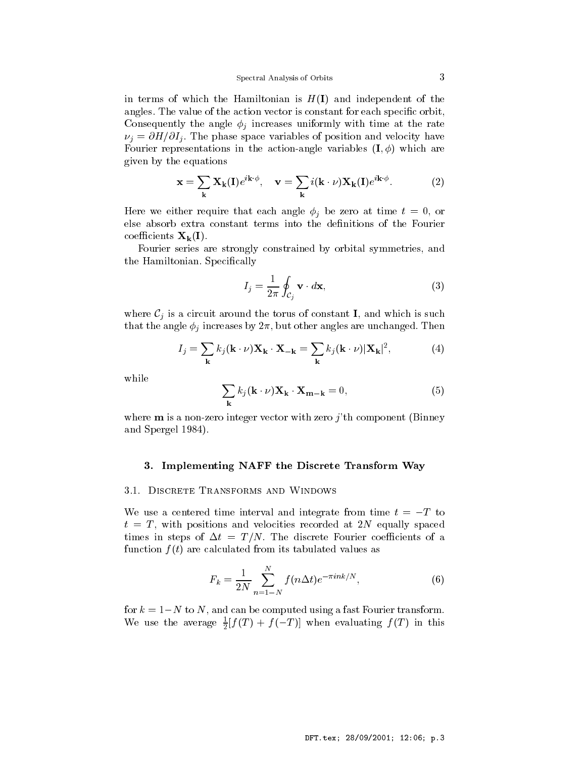in terms of which the Hamiltonian is $H(\mathbf{I})$ and independent of the angles. The value of the action vector is constant for each specific orbit, Consequently the angle $\phi_j$ increases uniformly with time at the rate $\nu_j = \partial H/\partial I_j$. The phase space variables of position and velocity have Fourier representations in the action-angle variables $(\mathbf{I}, \phi)$ which are given by the equations

$$\mathbf{x} = \sum_{\mathbf{k}} \mathbf{X_k}(\mathbf{I}) e^{i\mathbf{k}\cdot\phi}, \quad \mathbf{v} = \sum_{\mathbf{k}} i(\mathbf{k}\cdot\nu)\mathbf{X_k}(\mathbf{I}) e^{i\mathbf{k}\cdot\phi}. \tag{2}$$

Here we either require that each angle $\phi_j$ be zero at time $t = 0$, or else absorb extra constant terms into the definitions of the Fourier coefficients $\mathbf{X_k}(\mathbf{I})$.

Fourier series are strongly constrained by orbital symmetries, and the Hamiltonian. Specifically

$$I_j = \frac{1}{2\pi} \oint_{\mathcal{C}_j} \mathbf{v} \cdot d\mathbf{x}, \tag{3}$$

where $\mathcal{C}_j$ is a circuit around the torus of constant $\mathbf{I}$, and which is such that the angle $\phi_j$ increases by $2\pi$, but other angles are unchanged. Then

$$I_j = \sum_{\mathbf{k}} k_j (\mathbf{k}\cdot\nu) \mathbf{X_k} \cdot \mathbf{X_{-k}} = \sum_{\mathbf{k}} k_j (\mathbf{k}\cdot\nu) |\mathbf{X_k}|^2, \tag{4}$$

while

$$\sum_{\mathbf{k}} k_j (\mathbf{k}\cdot\nu) \mathbf{X_k} \cdot \mathbf{X_{m-k}} = 0, \tag{5}$$

where $\mathbf{m}$ is a non-zero integer vector with zero $j$'th component (Binney and Spergel 1984).

## 3. Implementing NAFF the Discrete Transform Way

### 3.1. Discrete Transforms and Windows

We use a centered time interval and integrate from time $t = -T$ to $t = T$, with positions and velocities recorded at $2N$ equally spaced times in steps of $\Delta t = T/N$. The discrete Fourier coefficients of a function $f(t)$ are calculated from its tabulated values as

$$F_k = \frac{1}{2N} \sum_{n=1-N}^{N} f(n\Delta t) e^{-\pi i n k/N}, \tag{6}$$

for $k = 1-N$ to $N$, and can be computed using a fast Fourier transform. We use the average $\frac{1}{2}[f(T) + f(-T)]$ when evaluating $f(T)$ in this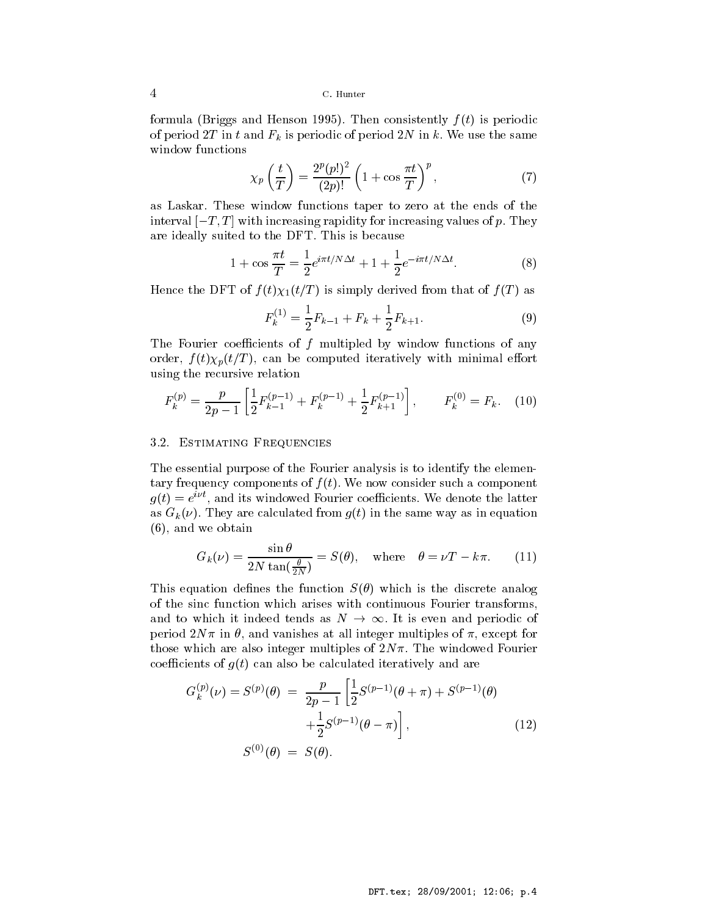formula (Briggs and Henson 1995). Then consistently $f(t)$ is periodic of period $2T$ in $t$ and $F_k$ is periodic of period $2N$ in $k$. We use the same window functions

$$\chi_p\left(\frac{t}{T}\right) = \frac{2^p (p!)^2}{(2p)!}\left(1 + \cos\frac{\pi t}{T}\right)^p, \tag{7}$$

as Laskar. These window functions taper to zero at the ends of the interval $[-T, T]$ with increasing rapidity for increasing values of $p$. They are ideally suited to the DFT. This is because

$$1 + \cos\frac{\pi t}{T} = \frac{1}{2}e^{i\pi t/N\Delta t} + 1 + \frac{1}{2}e^{-i\pi t/N\Delta t}. \tag{8}$$

Hence the DFT of $f(t)\chi_1(t/T)$ is simply derived from that of $f(T)$ as

$$F_k^{(1)} = \frac{1}{2}F_{k-1} + F_k + \frac{1}{2}F_{k+1}. \tag{9}$$

The Fourier coefficients of $f$ multipled by window functions of any order, $f(t)\chi_p(t/T)$, can be computed iteratively with minimal effort using the recursive relation

$$F_k^{(p)} = \frac{p}{2p-1}\left[\frac{1}{2}F_{k-1}^{(p-1)} + F_k^{(p-1)} + \frac{1}{2}F_{k+1}^{(p-1)}\right], \qquad F_k^{(0)} = F_k. \tag{10}$$

### 3.2. Estimating Frequencies

The essential purpose of the Fourier analysis is to identify the elementary frequency components of $f(t)$. We now consider such a component $g(t) = e^{i\nu t}$, and its windowed Fourier coefficients. We denote the latter as $G_k(\nu)$. They are calculated from $g(t)$ in the same way as in equation (6), and we obtain

$$G_k(\nu) = \frac{\sin\theta}{2N\tan(\frac{\theta}{2N})} = S(\theta), \quad \text{where} \quad \theta = \nu T - k\pi. \tag{11}$$

This equation defines the function $S(\theta)$ which is the discrete analog of the sinc function which arises with continuous Fourier transforms, and to which it indeed tends as $N \to \infty$. It is even and periodic of period $2N\pi$ in $\theta$, and vanishes at all integer multiples of $\pi$, except for those which are also integer multiples of $2N\pi$. The windowed Fourier coefficients of $g(t)$ can also be calculated iteratively and are

$$\begin{aligned} G_k^{(p)}(\nu) = S^{(p)}(\theta) &= \frac{p}{2p-1}\left[\frac{1}{2}S^{(p-1)}(\theta+\pi) + S^{(p-1)}(\theta)\right. \\ &\qquad \left. + \frac{1}{2}S^{(p-1)}(\theta-\pi)\right], \\ S^{(0)}(\theta) &= S(\theta). \end{aligned} \tag{12}$$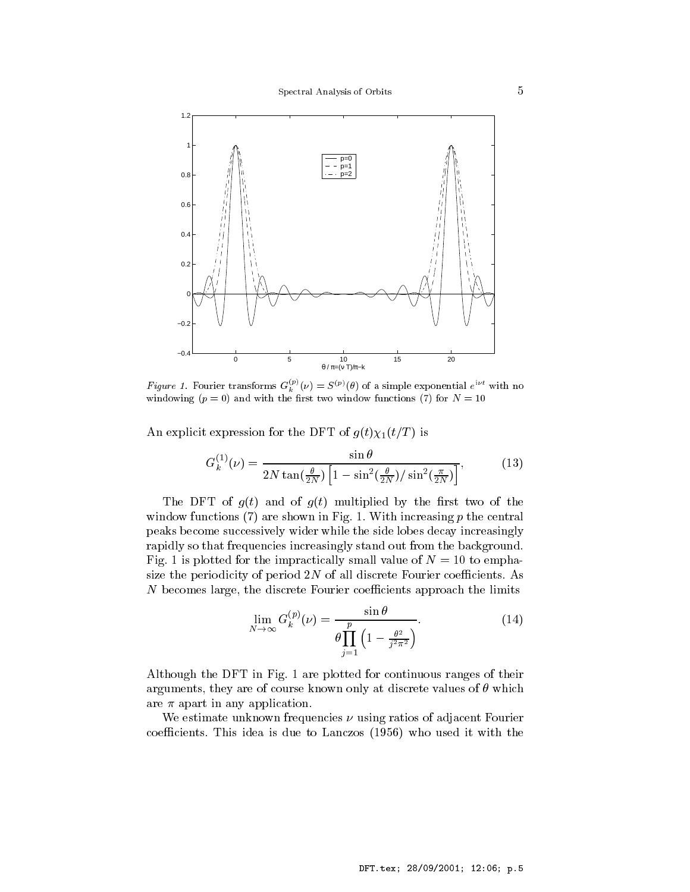*Figure 1.* Fourier transforms $G_k^{(p)}(\nu) = S^{(p)}(\theta)$ of a simple exponential $e^{i\nu t}$ with no windowing ($p = 0$) and with the first two window functions (7) for $N = 10$

An explicit expression for the DFT of $g(t)\chi_1(t/T)$ is

$$G_k^{(1)}(\nu) = \frac{\sin\theta}{2N\tan(\frac{\theta}{2N})\left[1 - \sin^2(\frac{\theta}{2N})/\sin^2(\frac{\pi}{2N})\right]}, \tag{13}$$

The DFT of $g(t)$ and of $g(t)$ multiplied by the first two of the window functions (7) are shown in Fig. 1. With increasing $p$ the central peaks become successively wider while the side lobes decay increasingly rapidly so that frequencies increasingly stand out from the background. Fig. 1 is plotted for the impractically small value of $N = 10$ to emphasize the periodicity of period $2N$ of all discrete Fourier coefficients. As $N$ becomes large, the discrete Fourier coefficients approach the limits

$$\lim_{N\to\infty} G_k^{(p)}(\nu) = \frac{\sin\theta}{\theta\prod_{j=1}^{p}\left(1 - \frac{\theta^2}{j^2\pi^2}\right)}. \tag{14}$$

Although the DFT in Fig. 1 are plotted for continuous ranges of their arguments, they are of course known only at discrete values of $\theta$ which are $\pi$ apart in any application.

We estimate unknown frequencies $\nu$ using ratios of adjacent Fourier coefficients. This idea is due to Lanczos (1956) who used it with the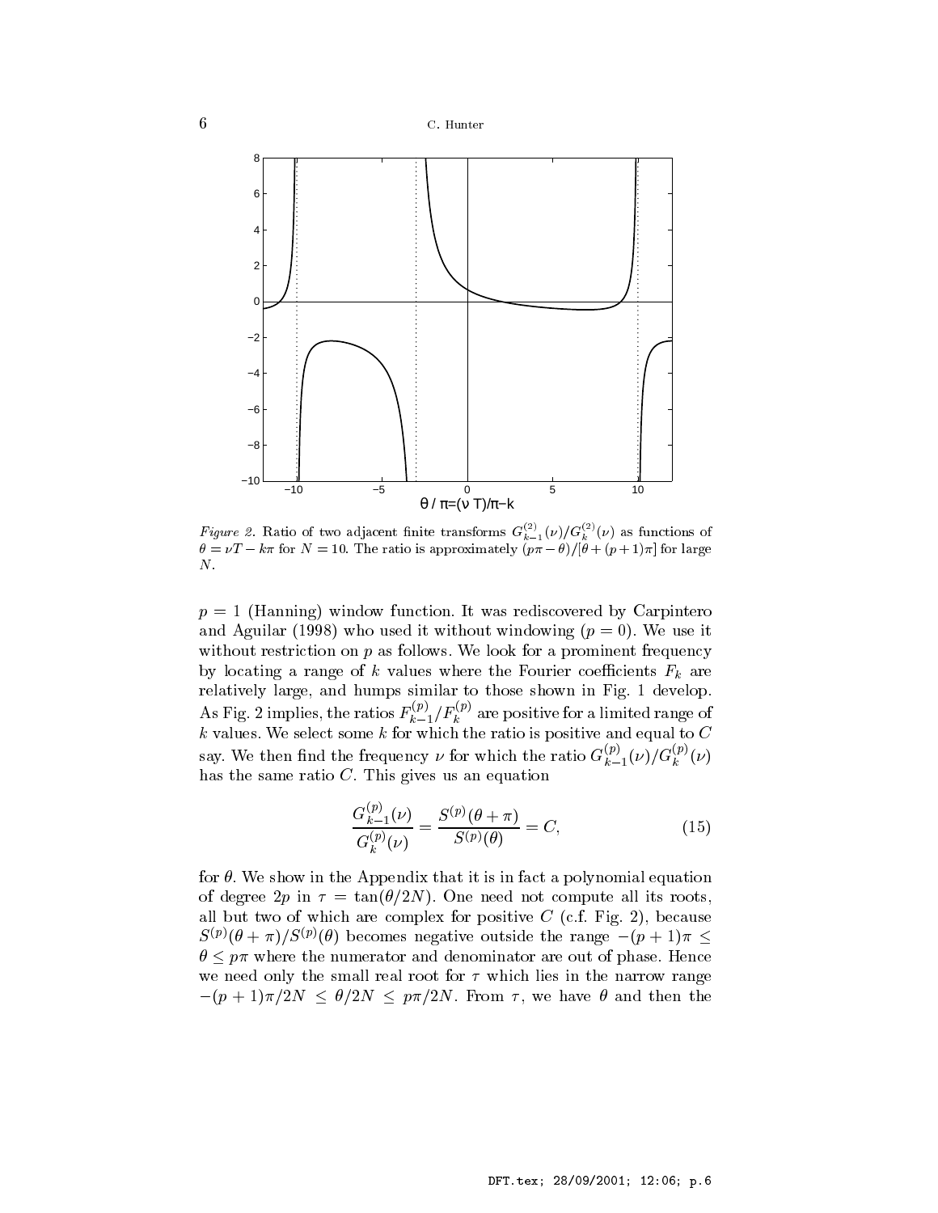*Figure 2.* Ratio of two adjacent finite transforms $G^{(2)}_{k-1}(\nu)/G^{(2)}_{k}(\nu)$ as functions of $\theta = \nu T - k\pi$ for $N = 10$. The ratio is approximately $(p\pi - \theta)/[\theta + (p+1)\pi]$ for large $N$.

$p = 1$ (Hanning) window function. It was rediscovered by Carpintero and Aguilar (1998) who used it without windowing ($p = 0$). We use it without restriction on $p$ as follows. We look for a prominent frequency by locating a range of $k$ values where the Fourier coefficients $F_k$ are relatively large, and humps similar to those shown in Fig. 1 develop. As Fig. 2 implies, the ratios $F^{(p)}_{k-1}/F^{(p)}_{k}$ are positive for a limited range of $k$ values. We select some $k$ for which the ratio is positive and equal to $C$ say. We then find the frequency $\nu$ for which the ratio $G^{(p)}_{k-1}(\nu)/G^{(p)}_{k}(\nu)$ has the same ratio $C$. This gives us an equation

$$\frac{G^{(p)}_{k-1}(\nu)}{G^{(p)}_{k}(\nu)} = \frac{S^{(p)}(\theta + \pi)}{S^{(p)}(\theta)} = C, \tag{15}$$

for $\theta$. We show in the Appendix that it is in fact a polynomial equation of degree $2p$ in $\tau = \tan(\theta/2N)$. One need not compute all its roots, all but two of which are complex for positive $C$ (c.f. Fig. 2), because $S^{(p)}(\theta + \pi)/S^{(p)}(\theta)$ becomes negative outside the range $-(p+1)\pi \leq \theta \leq p\pi$ where the numerator and denominator are out of phase. Hence we need only the small real root for $\tau$ which lies in the narrow range $-(p+1)\pi/2N \leq \theta/2N \leq p\pi/2N$. From $\tau$, we have $\theta$ and then the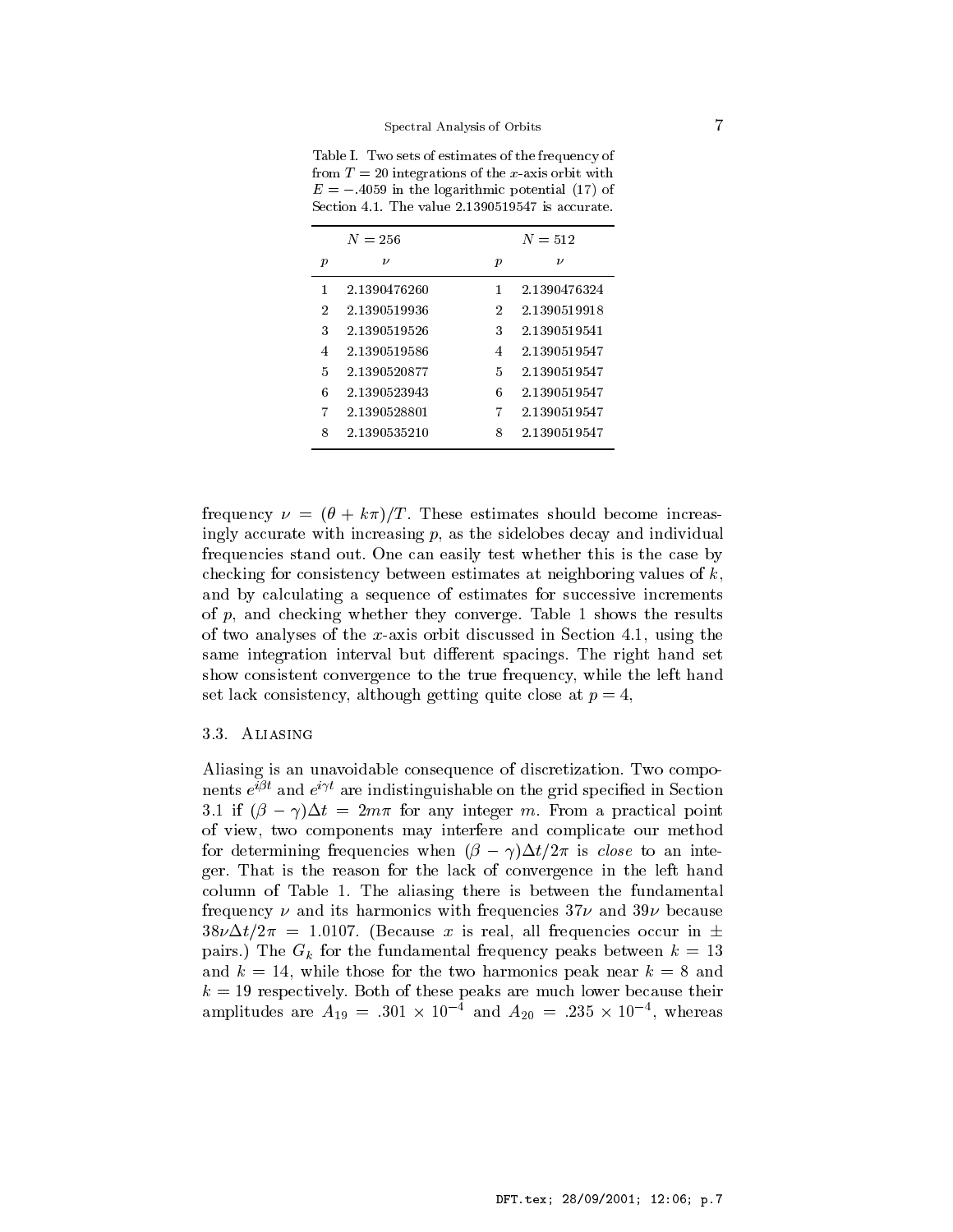Table I. Two sets of estimates of the frequency of from $T = 20$ integrations of the $x$-axis orbit with $E = -.4059$ in the logarithmic potential (17) of Section 4.1. The value 2.1390519547 is accurate.

| $N = 256$ | | $N = 512$ | |
|---|---|---|---|
| $p$ | $\nu$ | $p$ | $\nu$ |
| 1 | 2.1390476260 | 1 | 2.1390476324 |
| 2 | 2.1390519936 | 2 | 2.1390519918 |
| 3 | 2.1390519526 | 3 | 2.1390519541 |
| 4 | 2.1390519586 | 4 | 2.1390519547 |
| 5 | 2.1390520877 | 5 | 2.1390519547 |
| 6 | 2.1390523943 | 6 | 2.1390519547 |
| 7 | 2.1390528801 | 7 | 2.1390519547 |
| 8 | 2.1390535210 | 8 | 2.1390519547 |

frequency $\nu = (\theta + k\pi)/T$. These estimates should become increasingly accurate with increasing $p$, as the sidelobes decay and individual frequencies stand out. One can easily test whether this is the case by checking for consistency between estimates at neighboring values of $k$, and by calculating a sequence of estimates for successive increments of $p$, and checking whether they converge. Table 1 shows the results of two analyses of the $x$-axis orbit discussed in Section 4.1, using the same integration interval but different spacings. The right hand set show consistent convergence to the true frequency, while the left hand set lack consistency, although getting quite close at $p = 4$,

### 3.3. Aliasing

Aliasing is an unavoidable consequence of discretization. Two components $e^{i\beta t}$ and $e^{i\gamma t}$ are indistinguishable on the grid specified in Section 3.1 if $(\beta - \gamma)\Delta t = 2m\pi$ for any integer $m$. From a practical point of view, two components may interfere and complicate our method for determining frequencies when $(\beta - \gamma)\Delta t/2\pi$ is *close* to an integer. That is the reason for the lack of convergence in the left hand column of Table 1. The aliasing there is between the fundamental frequency $\nu$ and its harmonics with frequencies $37\nu$ and $39\nu$ because $38\nu\Delta t/2\pi = 1.0107$. (Because $x$ is real, all frequencies occur in $\pm$ pairs.) The $G_k$ for the fundamental frequency peaks between $k = 13$ and $k = 14$, while those for the two harmonics peak near $k = 8$ and $k = 19$ respectively. Both of these peaks are much lower because their amplitudes are $A_{19} = .301 \times 10^{-4}$ and $A_{20} = .235 \times 10^{-4}$, whereas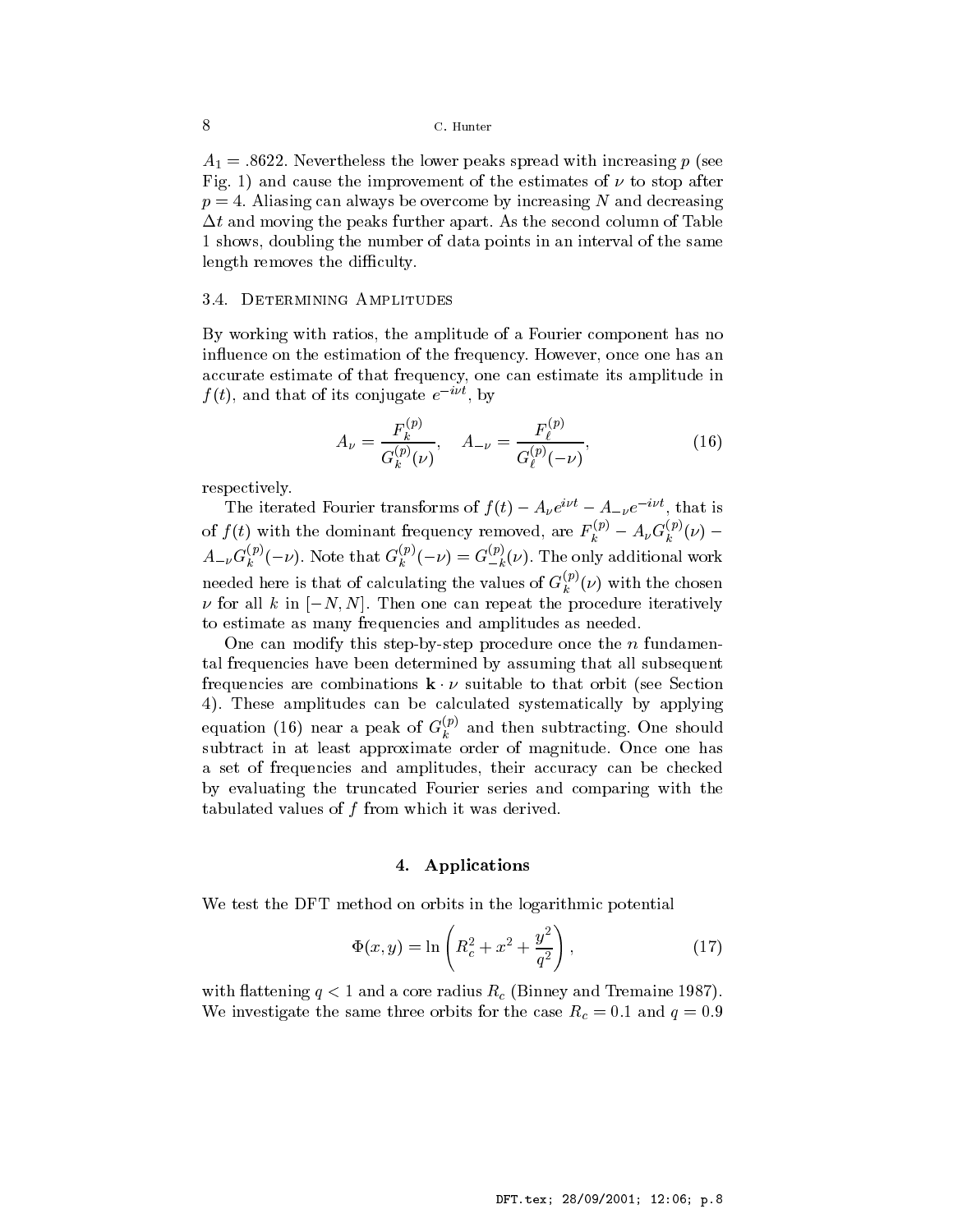$A_1 = .8622$. Nevertheless the lower peaks spread with increasing $p$ (see Fig. 1) and cause the improvement of the estimates of $\nu$ to stop after $p = 4$. Aliasing can always be overcome by increasing $N$ and decreasing $\Delta t$ and moving the peaks further apart. As the second column of Table 1 shows, doubling the number of data points in an interval of the same length removes the difficulty.

### 3.4. Determining Amplitudes

By working with ratios, the amplitude of a Fourier component has no influence on the estimation of the frequency. However, once one has an accurate estimate of that frequency, one can estimate its amplitude in $f(t)$, and that of its conjugate $e^{-i\nu t}$, by

$$A_\nu = \frac{F_k^{(p)}}{G_k^{(p)}(\nu)}, \quad A_{-\nu} = \frac{F_\ell^{(p)}}{G_\ell^{(p)}(-\nu)}, \tag{16}$$

respectively.

The iterated Fourier transforms of $f(t) - A_\nu e^{i\nu t} - A_{-\nu} e^{-i\nu t}$, that is of $f(t)$ with the dominant frequency removed, are $F_k^{(p)} - A_\nu G_k^{(p)}(\nu) - A_{-\nu} G_k^{(p)}(-\nu)$. Note that $G_k^{(p)}(-\nu) = G_{-k}^{(p)}(\nu)$. The only additional work needed here is that of calculating the values of $G_k^{(p)}(\nu)$ with the chosen $\nu$ for all $k$ in $[-N, N]$. Then one can repeat the procedure iteratively to estimate as many frequencies and amplitudes as needed.

One can modify this step-by-step procedure once the $n$ fundamental frequencies have been determined by assuming that all subsequent frequencies are combinations $\mathbf{k} \cdot \nu$ suitable to that orbit (see Section 4). These amplitudes can be calculated systematically by applying equation (16) near a peak of $G_k^{(p)}$ and then subtracting. One should subtract in at least approximate order of magnitude. Once one has a set of frequencies and amplitudes, their accuracy can be checked by evaluating the truncated Fourier series and comparing with the tabulated values of $f$ from which it was derived.

## 4. Applications

We test the DFT method on orbits in the logarithmic potential

$$\Phi(x, y) = \ln \left( R_c^2 + x^2 + \frac{y^2}{q^2} \right), \tag{17}$$

with flattening $q < 1$ and a core radius $R_c$ (Binney and Tremaine 1987). We investigate the same three orbits for the case $R_c = 0.1$ and $q = 0.9$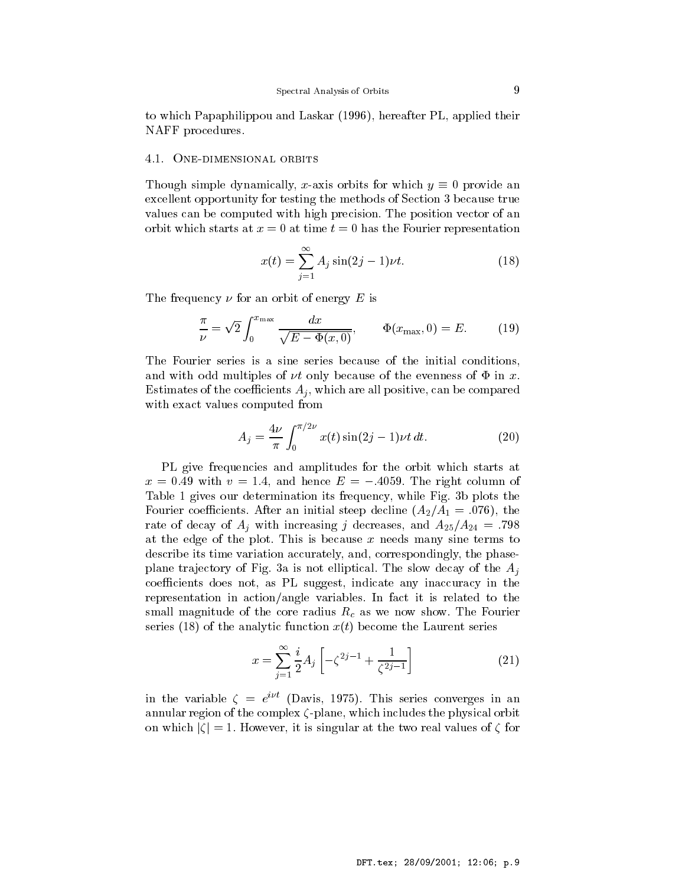to which Papaphilippou and Laskar (1996), hereafter PL, applied their NAFF procedures.

### 4.1. One-dimensional orbits

Though simple dynamically, $x$-axis orbits for which $y \equiv 0$ provide an excellent opportunity for testing the methods of Section 3 because true values can be computed with high precision. The position vector of an orbit which starts at $x = 0$ at time $t = 0$ has the Fourier representation

$$x(t) = \sum_{j=1}^{\infty} A_j \sin(2j-1)\nu t. \tag{18}$$

The frequency $\nu$ for an orbit of energy $E$ is

$$\frac{\pi}{\nu} = \sqrt{2} \int_0^{x_{\max}} \frac{dx}{\sqrt{E - \Phi(x,0)}}, \qquad \Phi(x_{\max}, 0) = E. \tag{19}$$

The Fourier series is a sine series because of the initial conditions, and with odd multiples of $\nu t$ only because of the evenness of $\Phi$ in $x$. Estimates of the coefficients $A_j$, which are all positive, can be compared with exact values computed from

$$A_j = \frac{4\nu}{\pi} \int_0^{\pi/2\nu} x(t) \sin(2j-1)\nu t \, dt. \tag{20}$$

PL give frequencies and amplitudes for the orbit which starts at $x = 0.49$ with $v = 1.4$, and hence $E = -.4059$. The right column of Table 1 gives our determination its frequency, while Fig. 3b plots the Fourier coefficients. After an initial steep decline ($A_2/A_1 = .076$), the rate of decay of $A_j$ with increasing $j$ decreases, and $A_{25}/A_{24} = .798$ at the edge of the plot. This is because $x$ needs many sine terms to describe its time variation accurately, and, correspondingly, the phase-plane trajectory of Fig. 3a is not elliptical. The slow decay of the $A_j$ coefficients does not, as PL suggest, indicate any inaccuracy in the representation in action/angle variables. In fact it is related to the small magnitude of the core radius $R_c$ as we now show. The Fourier series (18) of the analytic function $x(t)$ become the Laurent series

$$x = \sum_{j=1}^{\infty} \frac{i}{2} A_j \left[ -\zeta^{2j-1} + \frac{1}{\zeta^{2j-1}} \right] \tag{21}$$

in the variable $\zeta = e^{i\nu t}$ (Davis, 1975). This series converges in an annular region of the complex $\zeta$-plane, which includes the physical orbit on which $|\zeta| = 1$. However, it is singular at the two real values of $\zeta$ for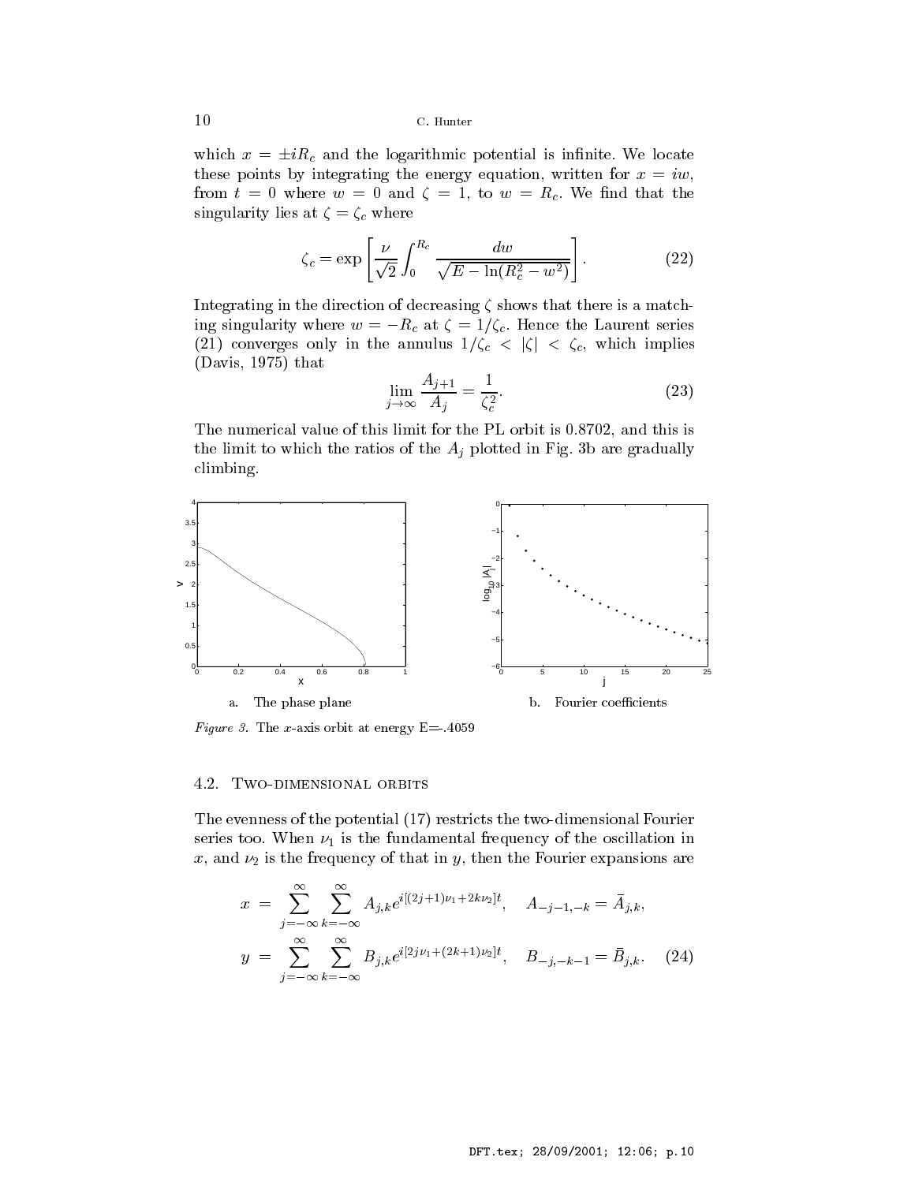which $x = \pm iR_c$ and the logarithmic potential is infinite. We locate these points by integrating the energy equation, written for $x = iw$, from $t = 0$ where $w = 0$ and $\zeta = 1$, to $w = R_c$. We find that the singularity lies at $\zeta = \zeta_c$ where

$$\zeta_c = \exp\left[\frac{\nu}{\sqrt{2}}\int_0^{R_c}\frac{dw}{\sqrt{E - \ln(R_c^2 - w^2)}}\right]. \tag{22}$$

Integrating in the direction of decreasing $\zeta$ shows that there is a matching singularity where $w = -R_c$ at $\zeta = 1/\zeta_c$. Hence the Laurent series (21) converges only in the annulus $1/\zeta_c < |\zeta| < \zeta_c$, which implies (Davis, 1975) that

$$\lim_{j\to\infty}\frac{A_{j+1}}{A_j} = \frac{1}{\zeta_c^2}. \tag{23}$$

The numerical value of this limit for the PL orbit is 0.8702, and this is the limit to which the ratios of the $A_j$ plotted in Fig. 3b are gradually climbing.

a. The phase plane

b. Fourier coefficients

*Figure 3.* The $x$-axis orbit at energy E=-.4059

## 4.2. Two-dimensional orbits

The evenness of the potential (17) restricts the two-dimensional Fourier series too. When $\nu_1$ is the fundamental frequency of the oscillation in $x$, and $\nu_2$ is the frequency of that in $y$, then the Fourier expansions are

$$\begin{aligned} x &= \sum_{j=-\infty}^{\infty}\sum_{k=-\infty}^{\infty} A_{j,k}e^{i[(2j+1)\nu_1+2k\nu_2]t}, \quad A_{-j-1,-k} = \bar{A}_{j,k}, \\ y &= \sum_{j=-\infty}^{\infty}\sum_{k=-\infty}^{\infty} B_{j,k}e^{i[2j\nu_1+(2k+1)\nu_2]t}, \quad B_{-j,-k-1} = \bar{B}_{j,k}. \end{aligned} \tag{24}$$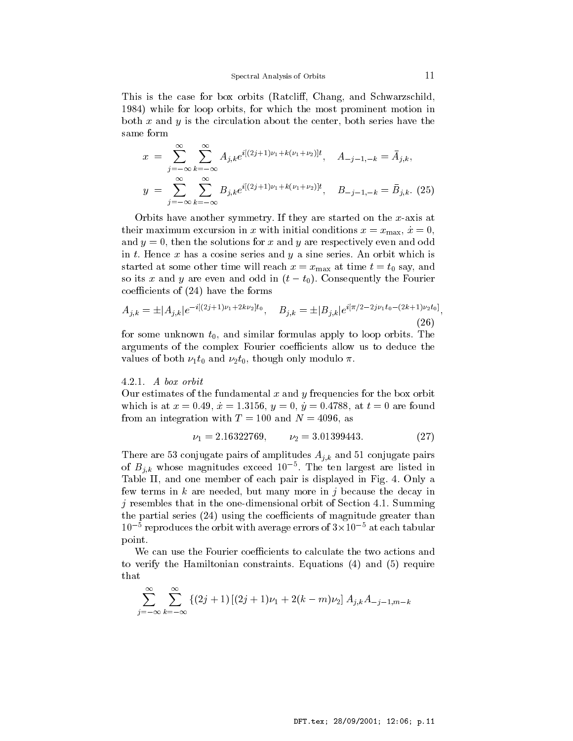This is the case for box orbits (Ratcliff, Chang, and Schwarzschild, 1984) while for loop orbits, for which the most prominent motion in both $x$ and $y$ is the circulation about the center, both series have the same form

$$
\begin{aligned}
x &= \sum_{j=-\infty}^{\infty} \sum_{k=-\infty}^{\infty} A_{j,k} e^{i[(2j+1)\nu_1 + k(\nu_1+\nu_2)]t}, \quad A_{-j-1,-k} = \bar{A}_{j,k}, \\
y &= \sum_{j=-\infty}^{\infty} \sum_{k=-\infty}^{\infty} B_{j,k} e^{i[(2j+1)\nu_1 + k(\nu_1+\nu_2)]t}, \quad B_{-j-1,-k} = \bar{B}_{j,k}. \quad (25)
\end{aligned}
$$

Orbits have another symmetry. If they are started on the $x$-axis at their maximum excursion in $x$ with initial conditions $x = x_{\max}$, $\dot{x} = 0$, and $y = 0$, then the solutions for $x$ and $y$ are respectively even and odd in $t$. Hence $x$ has a cosine series and $y$ a sine series. An orbit which is started at some other time will reach $x = x_{\max}$ at time $t = t_0$ say, and so its $x$ and $y$ are even and odd in $(t - t_0)$. Consequently the Fourier coefficients of (24) have the forms

$$
A_{j,k} = \pm |A_{j,k}| e^{-i[(2j+1)\nu_1 + 2k\nu_2]t_0}, \quad B_{j,k} = \pm |B_{j,k}| e^{i[\pi/2 - 2j\nu_1 t_0 - (2k+1)\nu_2 t_0]}, \quad (26)
$$

for some unknown $t_0$, and similar formulas apply to loop orbits. The arguments of the complex Fourier coefficients allow us to deduce the values of both $\nu_1 t_0$ and $\nu_2 t_0$, though only modulo $\pi$.

#### 4.2.1. *A box orbit*

Our estimates of the fundamental $x$ and $y$ frequencies for the box orbit which is at $x = 0.49$, $\dot{x} = 1.3156$, $y = 0$, $\dot{y} = 0.4788$, at $t = 0$ are found from an integration with $T = 100$ and $N = 4096$, as

$$
\nu_1 = 2.16322769, \qquad \nu_2 = 3.01399443. \quad (27)
$$

There are 53 conjugate pairs of amplitudes $A_{j,k}$ and 51 conjugate pairs of $B_{j,k}$ whose magnitudes exceed $10^{-5}$. The ten largest are listed in Table II, and one member of each pair is displayed in Fig. 4. Only a few terms in $k$ are needed, but many more in $j$ because the decay in $j$ resembles that in the one-dimensional orbit of Section 4.1. Summing the partial series (24) using the coefficients of magnitude greater than $10^{-5}$ reproduces the orbit with average errors of $3 \times 10^{-5}$ at each tabular point.

We can use the Fourier coefficients to calculate the two actions and to verify the Hamiltonian constraints. Equations (4) and (5) require that

$$
\sum_{j=-\infty}^{\infty} \sum_{k=-\infty}^{\infty} \{(2j+1)\left[(2j+1)\nu_1 + 2(k-m)\nu_2\right] A_{j,k} A_{-j-1,m-k}
$$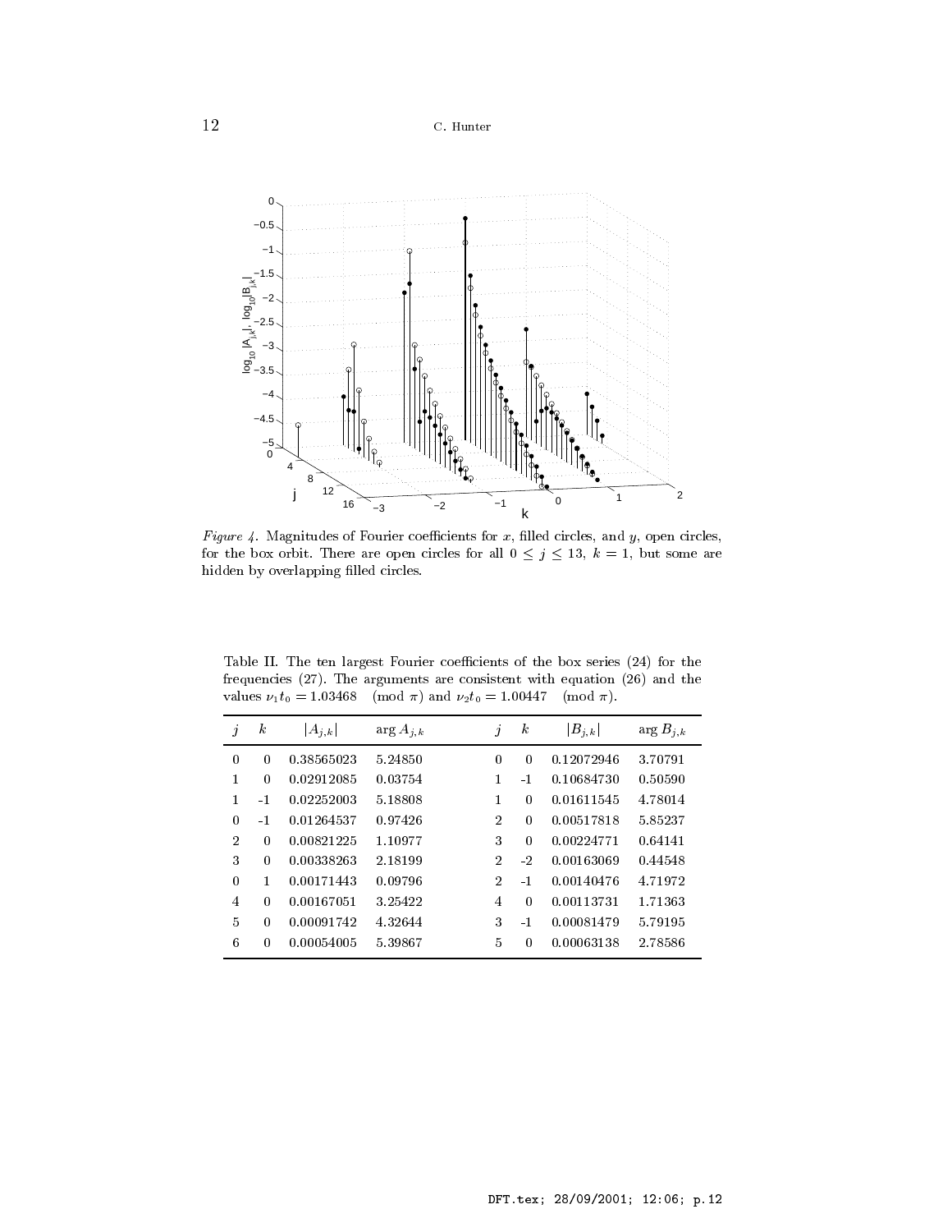*Figure 4.* Magnitudes of Fourier coefficients for $x$, filled circles, and $y$, open circles, for the box orbit. There are open circles for all $0 \le j \le 13$, $k = 1$, but some are hidden by overlapping filled circles.

Table II. The ten largest Fourier coefficients of the box series (24) for the frequencies (27). The arguments are consistent with equation (26) and the values $\nu_1 t_0 = 1.03468 \pmod{\pi}$ and $\nu_2 t_0 = 1.00447 \pmod{\pi}$.

| $j$ | $k$ | $\lvert A_{j,k}\rvert$ | $\arg A_{j,k}$ | $j$ | $k$ | $\lvert B_{j,k}\rvert$ | $\arg B_{j,k}$ |
|---|---|---|---|---|---|---|---|
| 0 | 0 | 0.38565023 | 5.24850 | 0 | 0 | 0.12072946 | 3.70791 |
| 1 | 0 | 0.02912085 | 0.03754 | 1 | -1 | 0.10684730 | 0.50590 |
| 1 | -1 | 0.02252003 | 5.18808 | 1 | 0 | 0.01611545 | 4.78014 |
| 0 | -1 | 0.01264537 | 0.97426 | 2 | 0 | 0.00517818 | 5.85237 |
| 2 | 0 | 0.00821225 | 1.10977 | 3 | 0 | 0.00224771 | 0.64141 |
| 3 | 0 | 0.00338263 | 2.18199 | 2 | -2 | 0.00163069 | 0.44548 |
| 0 | 1 | 0.00171443 | 0.09796 | 2 | -1 | 0.00140476 | 4.71972 |
| 4 | 0 | 0.00167051 | 3.25422 | 4 | 0 | 0.00113731 | 1.71363 |
| 5 | 0 | 0.00091742 | 4.32644 | 3 | -1 | 0.00081479 | 5.79195 |
| 6 | 0 | 0.00054005 | 5.39867 | 5 | 0 | 0.00063138 | 2.78586 |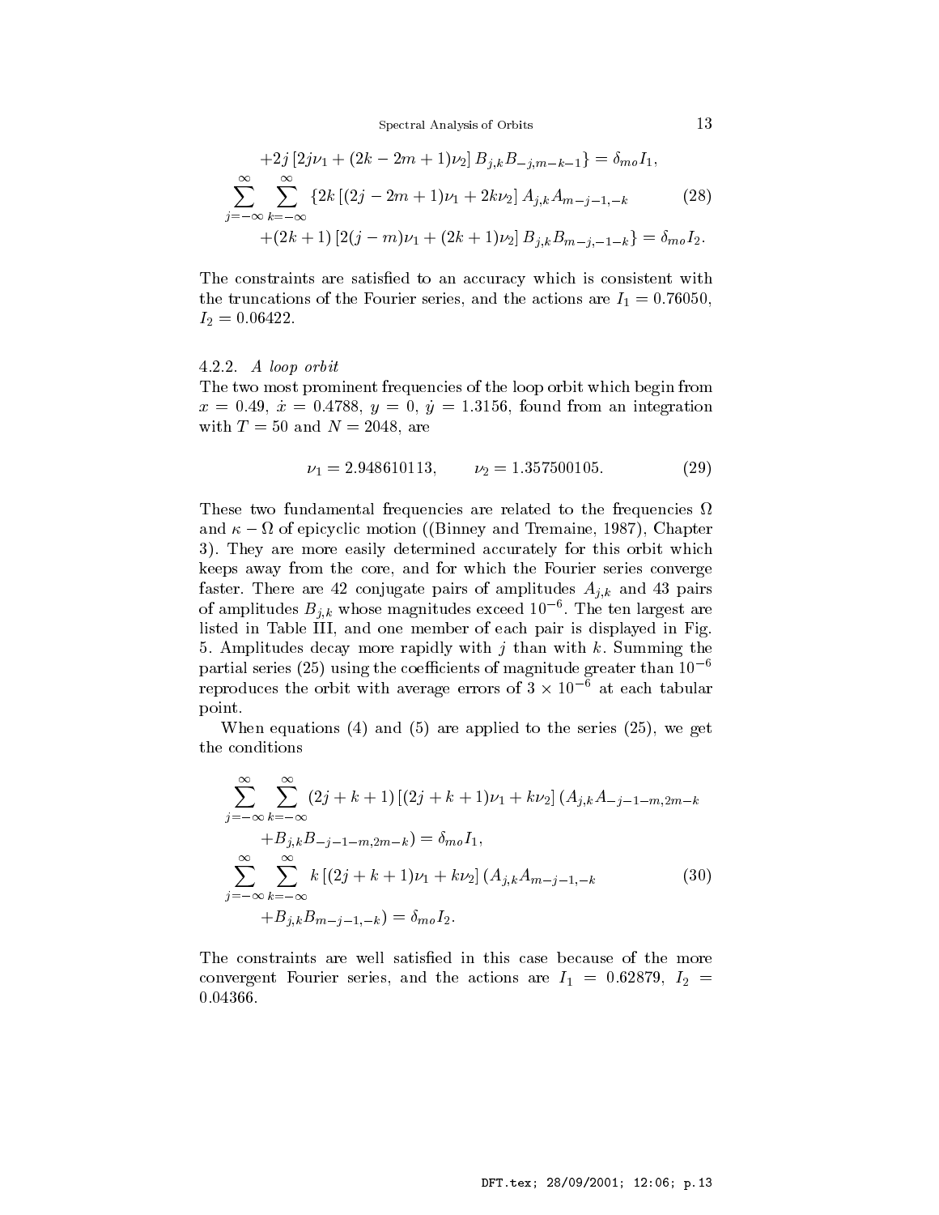$$+2j\left[2j\nu_1 + (2k-2m+1)\nu_2\right] B_{j,k} B_{-j,m-k-1}\} = \delta_{mo} I_1,$$

$$\sum_{j=-\infty}^{\infty} \sum_{k=-\infty}^{\infty} \{2k\left[(2j-2m+1)\nu_1 + 2k\nu_2\right] A_{j,k} A_{m-j-1,-k} \tag{28}$$

$$+(2k+1)\left[2(j-m)\nu_1 + (2k+1)\nu_2\right] B_{j,k} B_{m-j,-1-k}\} = \delta_{mo} I_2.$$

The constraints are satisfied to an accuracy which is consistent with the truncations of the Fourier series, and the actions are $I_1 = 0.76050$, $I_2 = 0.06422$.

#### 4.2.2. *A loop orbit*

The two most prominent frequencies of the loop orbit which begin from $x = 0.49$, $\dot{x} = 0.4788$, $y = 0$, $\dot{y} = 1.3156$, found from an integration with $T = 50$ and $N = 2048$, are

$$\nu_1 = 2.948610113, \qquad \nu_2 = 1.357500105. \tag{29}$$

These two fundamental frequencies are related to the frequencies $\Omega$ and $\kappa - \Omega$ of epicyclic motion ((Binney and Tremaine, 1987), Chapter 3). They are more easily determined accurately for this orbit which keeps away from the core, and for which the Fourier series converge faster. There are 42 conjugate pairs of amplitudes $A_{j,k}$ and 43 pairs of amplitudes $B_{j,k}$ whose magnitudes exceed $10^{-6}$. The ten largest are listed in Table III, and one member of each pair is displayed in Fig. 5. Amplitudes decay more rapidly with $j$ than with $k$. Summing the partial series (25) using the coefficients of magnitude greater than $10^{-6}$ reproduces the orbit with average errors of $3 \times 10^{-6}$ at each tabular point.

When equations (4) and (5) are applied to the series (25), we get the conditions

$$\sum_{j=-\infty}^{\infty} \sum_{k=-\infty}^{\infty} (2j+k+1)\left[(2j+k+1)\nu_1 + k\nu_2\right] (A_{j,k} A_{-j-1-m,2m-k}$$

$$+B_{j,k} B_{-j-1-m,2m-k}) = \delta_{mo} I_1,$$

$$\sum_{j=-\infty}^{\infty} \sum_{k=-\infty}^{\infty} k\left[(2j+k+1)\nu_1 + k\nu_2\right] (A_{j,k} A_{m-j-1,-k} \tag{30}$$

$$+B_{j,k} B_{m-j-1,-k}) = \delta_{mo} I_2.$$

The constraints are well satisfied in this case because of the more convergent Fourier series, and the actions are $I_1 = 0.62879$, $I_2 = 0.04366$.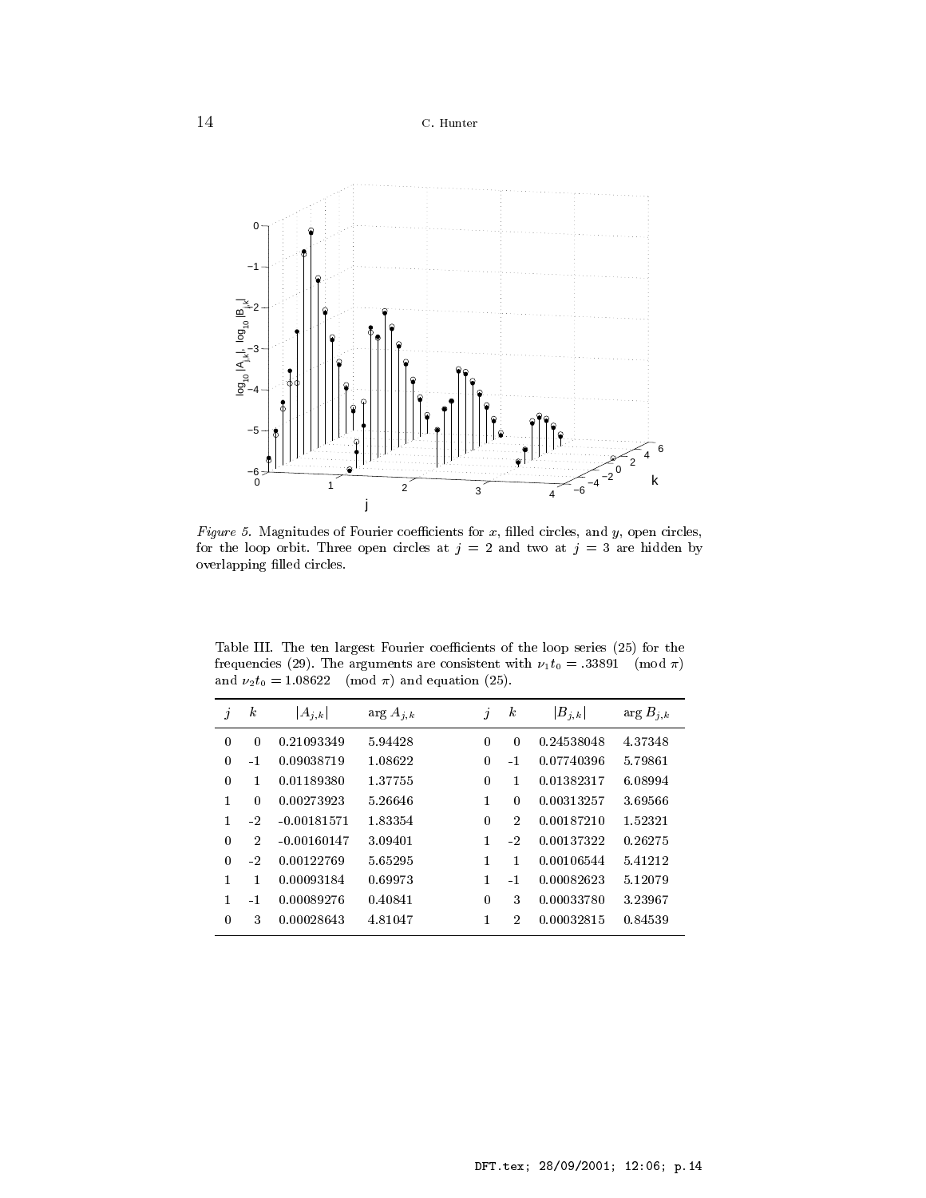*Figure 5.* Magnitudes of Fourier coefficients for $x$, filled circles, and $y$, open circles, for the loop orbit. Three open circles at $j = 2$ and two at $j = 3$ are hidden by overlapping filled circles.

Table III. The ten largest Fourier coefficients of the loop series (25) for the frequencies (29). The arguments are consistent with $\nu_1 t_0 = .33891 \pmod{\pi}$ and $\nu_2 t_0 = 1.08622 \pmod{\pi}$ and equation (25).

| $j$ | $k$ | $\lvert A_{j,k}\rvert$ | $\arg A_{j,k}$ | $j$ | $k$ | $\lvert B_{j,k}\rvert$ | $\arg B_{j,k}$ |
|---|---|---|---|---|---|---|---|
| 0 | 0 | 0.21093349 | 5.94428 | 0 | 0 | 0.24538048 | 4.37348 |
| 0 | -1 | 0.09038719 | 1.08622 | 0 | -1 | 0.07740396 | 5.79861 |
| 0 | 1 | 0.01189380 | 1.37755 | 0 | 1 | 0.01382317 | 6.08994 |
| 1 | 0 | 0.00273923 | 5.26646 | 1 | 0 | 0.00313257 | 3.69566 |
| 1 | -2 | -0.00181571 | 1.83354 | 0 | 2 | 0.00187210 | 1.52321 |
| 0 | 2 | -0.00160147 | 3.09401 | 1 | -2 | 0.00137322 | 0.26275 |
| 0 | -2 | 0.00122769 | 5.65295 | 1 | 1 | 0.00106544 | 5.41212 |
| 1 | 1 | 0.00093184 | 0.69973 | 1 | -1 | 0.00082623 | 5.12079 |
| 1 | -1 | 0.00089276 | 0.40841 | 0 | 3 | 0.00033780 | 3.23967 |
| 0 | 3 | 0.00028643 | 4.81047 | 1 | 2 | 0.00032815 | 0.84539 |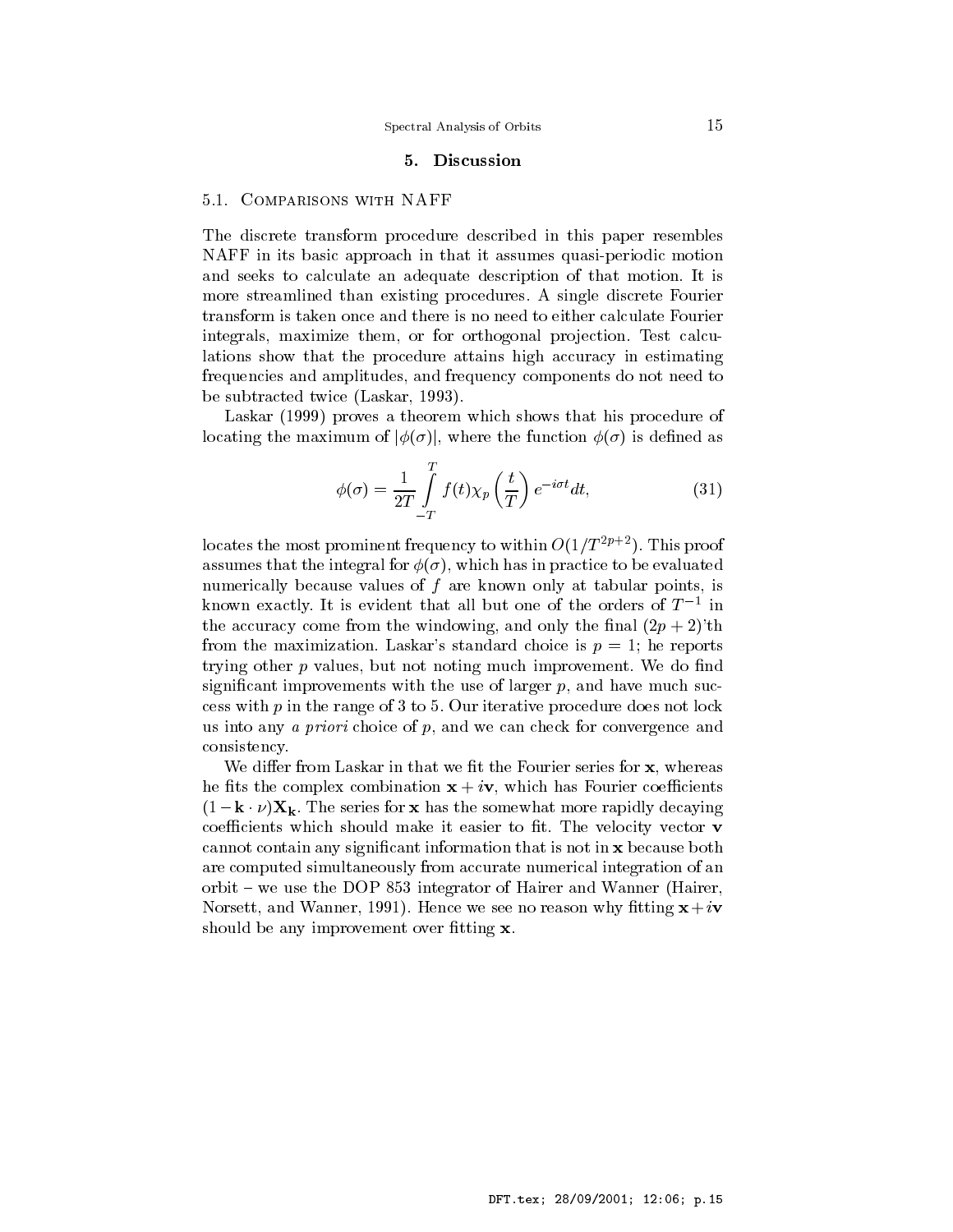## 5. Discussion

### 5.1. Comparisons with NAFF

The discrete transform procedure described in this paper resembles NAFF in its basic approach in that it assumes quasi-periodic motion and seeks to calculate an adequate description of that motion. It is more streamlined than existing procedures. A single discrete Fourier transform is taken once and there is no need to either calculate Fourier integrals, maximize them, or for orthogonal projection. Test calculations show that the procedure attains high accuracy in estimating frequencies and amplitudes, and frequency components do not need to be subtracted twice (Laskar, 1993).

Laskar (1999) proves a theorem which shows that his procedure of locating the maximum of $|\phi(\sigma)|$, where the function $\phi(\sigma)$ is defined as

$$\phi(\sigma) = \frac{1}{2T} \int_{-T}^{T} f(t) \chi_p \left( \frac{t}{T} \right) e^{-i\sigma t} dt, \tag{31}$$

locates the most prominent frequency to within $O(1/T^{2p+2})$. This proof assumes that the integral for $\phi(\sigma)$, which has in practice to be evaluated numerically because values of $f$ are known only at tabular points, is known exactly. It is evident that all but one of the orders of $T^{-1}$ in the accuracy come from the windowing, and only the final $(2p+2)$'th from the maximization. Laskar's standard choice is $p = 1$; he reports trying other $p$ values, but not noting much improvement. We do find significant improvements with the use of larger $p$, and have much success with $p$ in the range of 3 to 5. Our iterative procedure does not lock us into any *a priori* choice of $p$, and we can check for convergence and consistency.

We differ from Laskar in that we fit the Fourier series for $\mathbf{x}$, whereas he fits the complex combination $\mathbf{x} + i\mathbf{v}$, which has Fourier coefficients $(1 - \mathbf{k} \cdot \nu)\mathbf{X}_\mathbf{k}$. The series for $\mathbf{x}$ has the somewhat more rapidly decaying coefficients which should make it easier to fit. The velocity vector $\mathbf{v}$ cannot contain any significant information that is not in $\mathbf{x}$ because both are computed simultaneously from accurate numerical integration of an orbit – we use the DOP 853 integrator of Hairer and Wanner (Hairer, Norsett, and Wanner, 1991). Hence we see no reason why fitting $\mathbf{x} + i\mathbf{v}$ should be any improvement over fitting $\mathbf{x}$.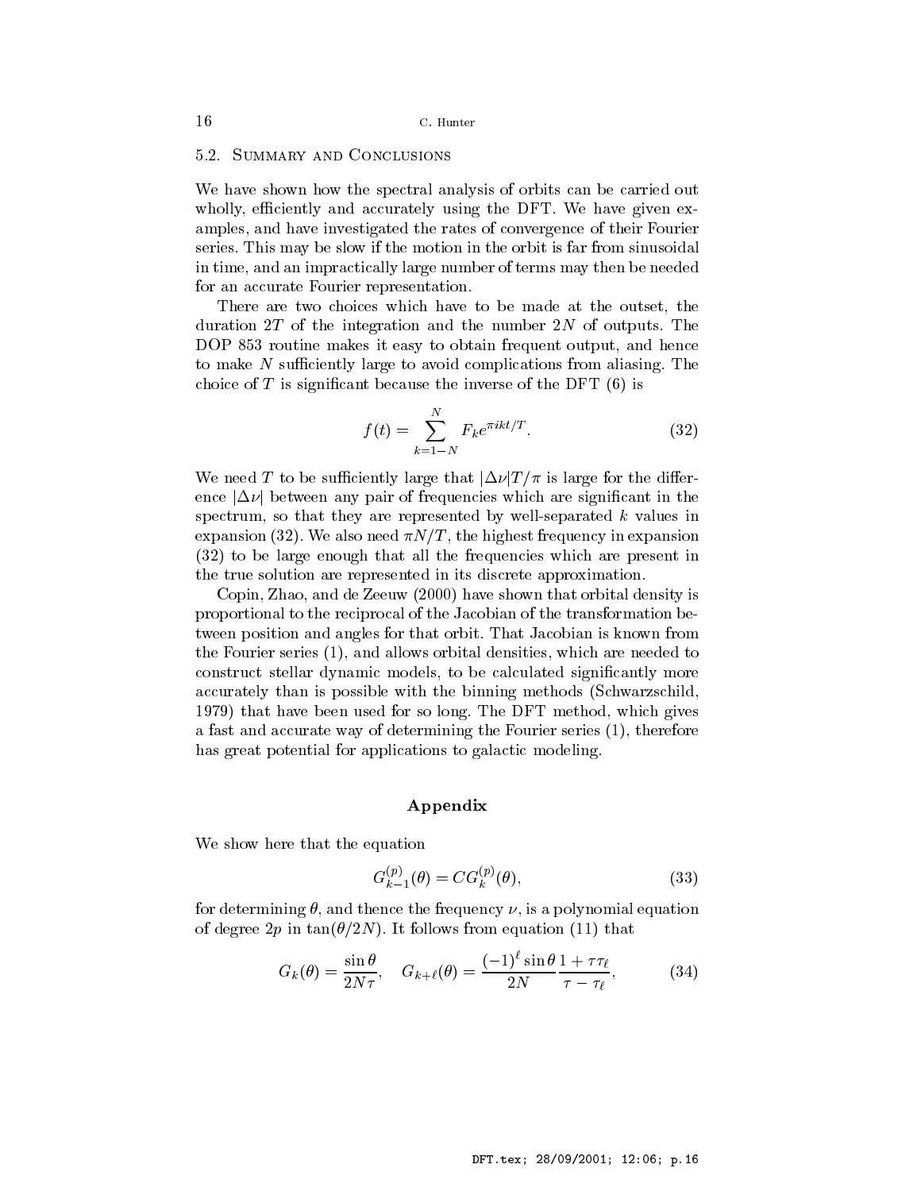### 5.2. Summary and Conclusions

We have shown how the spectral analysis of orbits can be carried out wholly, efficiently and accurately using the DFT. We have given examples, and have investigated the rates of convergence of their Fourier series. This may be slow if the motion in the orbit is far from sinusoidal in time, and an impractically large number of terms may then be needed for an accurate Fourier representation.

There are two choices which have to be made at the outset, the duration $2T$ of the integration and the number $2N$ of outputs. The DOP 853 routine makes it easy to obtain frequent output, and hence to make $N$ sufficiently large to avoid complications from aliasing. The choice of $T$ is significant because the inverse of the DFT (6) is

$$f(t) = \sum_{k=1-N}^{N} F_k e^{\pi i k t/T}. \tag{32}$$

We need $T$ to be sufficiently large that $|\Delta\nu|T/\pi$ is large for the difference $|\Delta\nu|$ between any pair of frequencies which are significant in the spectrum, so that they are represented by well-separated $k$ values in expansion (32). We also need $\pi N/T$, the highest frequency in expansion (32) to be large enough that all the frequencies which are present in the true solution are represented in its discrete approximation.

Copin, Zhao, and de Zeeuw (2000) have shown that orbital density is proportional to the reciprocal of the Jacobian of the transformation between position and angles for that orbit. That Jacobian is known from the Fourier series (1), and allows orbital densities, which are needed to construct stellar dynamic models, to be calculated significantly more accurately than is possible with the binning methods (Schwarzschild, 1979) that have been used for so long. The DFT method, which gives a fast and accurate way of determining the Fourier series (1), therefore has great potential for applications to galactic modeling.

## Appendix

We show here that the equation

$$G_{k-1}^{(p)}(\theta) = C G_k^{(p)}(\theta), \tag{33}$$

for determining $\theta$, and thence the frequency $\nu$, is a polynomial equation of degree $2p$ in $\tan(\theta/2N)$. It follows from equation (11) that

$$G_k(\theta) = \frac{\sin\theta}{2N\tau}, \quad G_{k+\ell}(\theta) = \frac{(-1)^\ell \sin\theta}{2N} \frac{1+\tau\tau_\ell}{\tau-\tau_\ell}, \tag{34}$$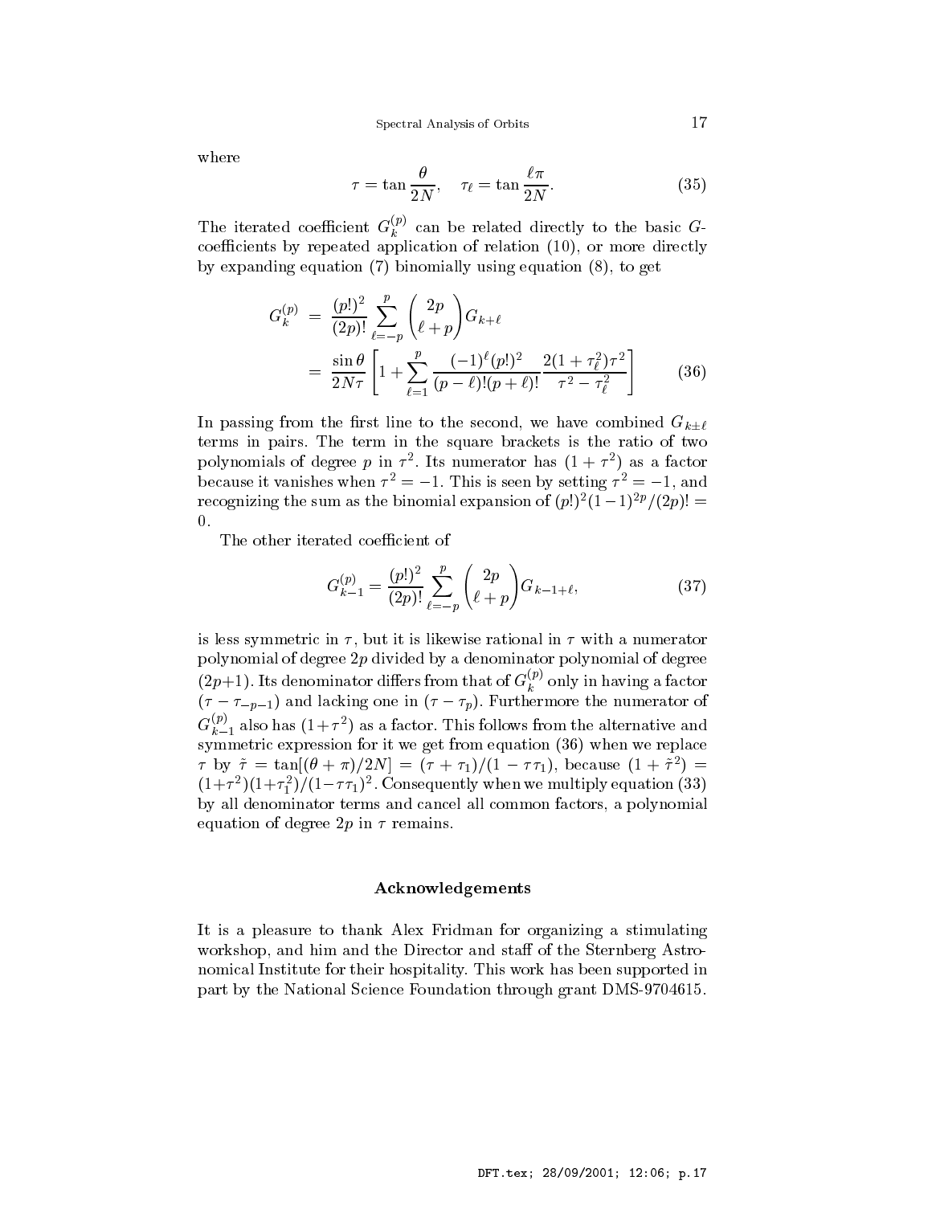where

$$\tau = \tan\frac{\theta}{2N}, \quad \tau_\ell = \tan\frac{\ell\pi}{2N}. \tag{35}$$

The iterated coefficient $G_k^{(p)}$ can be related directly to the basic $G$-coefficients by repeated application of relation (10), or more directly by expanding equation (7) binomially using equation (8), to get

$$\begin{aligned} G_k^{(p)} &= \frac{(p!)^2}{(2p)!}\sum_{\ell=-p}^{p}\binom{2p}{\ell+p}G_{k+\ell} \\ &= \frac{\sin\theta}{2N\tau}\left[1+\sum_{\ell=1}^{p}\frac{(-1)^\ell(p!)^2}{(p-\ell)!(p+\ell)!}\frac{2(1+\tau_\ell^2)\tau^2}{\tau^2-\tau_\ell^2}\right] \end{aligned} \tag{36}$$

In passing from the first line to the second, we have combined $G_{k\pm\ell}$ terms in pairs. The term in the square brackets is the ratio of two polynomials of degree $p$ in $\tau^2$. Its numerator has $(1+\tau^2)$ as a factor because it vanishes when $\tau^2=-1$. This is seen by setting $\tau^2=-1$, and recognizing the sum as the binomial expansion of $(p!)^2(1-1)^{2p}/(2p)! = 0$.

The other iterated coefficient of

$$G_{k-1}^{(p)} = \frac{(p!)^2}{(2p)!}\sum_{\ell=-p}^{p}\binom{2p}{\ell+p}G_{k-1+\ell}, \tag{37}$$

is less symmetric in $\tau$, but it is likewise rational in $\tau$ with a numerator polynomial of degree $2p$ divided by a denominator polynomial of degree $(2p+1)$. Its denominator differs from that of $G_k^{(p)}$ only in having a factor $(\tau-\tau_{-p-1})$ and lacking one in $(\tau-\tau_p)$. Furthermore the numerator of $G_{k-1}^{(p)}$ also has $(1+\tau^2)$ as a factor. This follows from the alternative and symmetric expression for it we get from equation (36) when we replace $\tau$ by $\tilde{\tau} = \tan[(\theta+\pi)/2N] = (\tau+\tau_1)/(1-\tau\tau_1)$, because $(1+\tilde{\tau}^2) = (1+\tau^2)(1+\tau_1^2)/(1-\tau\tau_1)^2$. Consequently when we multiply equation (33) by all denominator terms and cancel all common factors, a polynomial equation of degree $2p$ in $\tau$ remains.

## Acknowledgements

It is a pleasure to thank Alex Fridman for organizing a stimulating workshop, and him and the Director and staff of the Sternberg Astronomical Institute for their hospitality. This work has been supported in part by the National Science Foundation through grant DMS-9704615.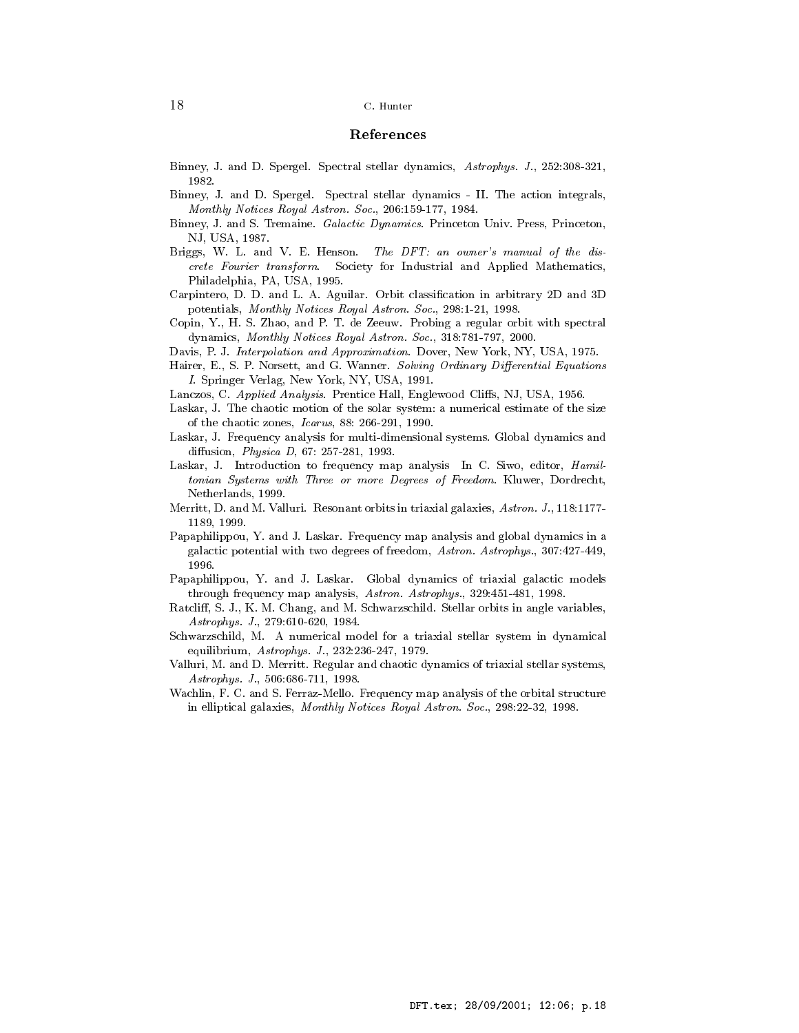## References

Binney, J. and D. Spergel. Spectral stellar dynamics, *Astrophys. J.*, 252:308-321, 1982.

Binney, J. and D. Spergel. Spectral stellar dynamics - II. The action integrals, *Monthly Notices Royal Astron. Soc.*, 206:159-177, 1984.

Binney, J. and S. Tremaine. *Galactic Dynamics*. Princeton Univ. Press, Princeton, NJ, USA, 1987.

Briggs, W. L. and V. E. Henson. *The DFT: an owner's manual of the discrete Fourier transform*. Society for Industrial and Applied Mathematics, Philadelphia, PA, USA, 1995.

Carpintero, D. D. and L. A. Aguilar. Orbit classification in arbitrary 2D and 3D potentials, *Monthly Notices Royal Astron. Soc.*, 298:1-21, 1998.

Copin, Y., H. S. Zhao, and P. T. de Zeeuw. Probing a regular orbit with spectral dynamics, *Monthly Notices Royal Astron. Soc.*, 318:781-797, 2000.

Davis, P. J. *Interpolation and Approximation*. Dover, New York, NY, USA, 1975.

Hairer, E., S. P. Norsett, and G. Wanner. *Solving Ordinary Differential Equations I*. Springer Verlag, New York, NY, USA, 1991.

Lanczos, C. *Applied Analysis*. Prentice Hall, Englewood Cliffs, NJ, USA, 1956.

Laskar, J. The chaotic motion of the solar system: a numerical estimate of the size of the chaotic zones, *Icarus*, 88: 266-291, 1990.

Laskar, J. Frequency analysis for multi-dimensional systems. Global dynamics and diffusion, *Physica D*, 67: 257-281, 1993.

Laskar, J. Introduction to frequency map analysis In C. Siwo, editor, *Hamiltonian Systems with Three or more Degrees of Freedom*. Kluwer, Dordrecht, Netherlands, 1999.

Merritt, D. and M. Valluri. Resonant orbits in triaxial galaxies, *Astron. J.*, 118:1177-1189, 1999.

Papaphilippou, Y. and J. Laskar. Frequency map analysis and global dynamics in a galactic potential with two degrees of freedom, *Astron. Astrophys.*, 307:427-449, 1996.

Papaphilippou, Y. and J. Laskar. Global dynamics of triaxial galactic models through frequency map analysis, *Astron. Astrophys.*, 329:451-481, 1998.

Ratcliff, S. J., K. M. Chang, and M. Schwarzschild. Stellar orbits in angle variables, *Astrophys. J.*, 279:610-620, 1984.

Schwarzschild, M. A numerical model for a triaxial stellar system in dynamical equilibrium, *Astrophys. J.*, 232:236-247, 1979.

Valluri, M. and D. Merritt. Regular and chaotic dynamics of triaxial stellar systems, *Astrophys. J.*, 506:686-711, 1998.

Wachlin, F. C. and S. Ferraz-Mello. Frequency map analysis of the orbital structure in elliptical galaxies, *Monthly Notices Royal Astron. Soc.*, 298:22-32, 1998.